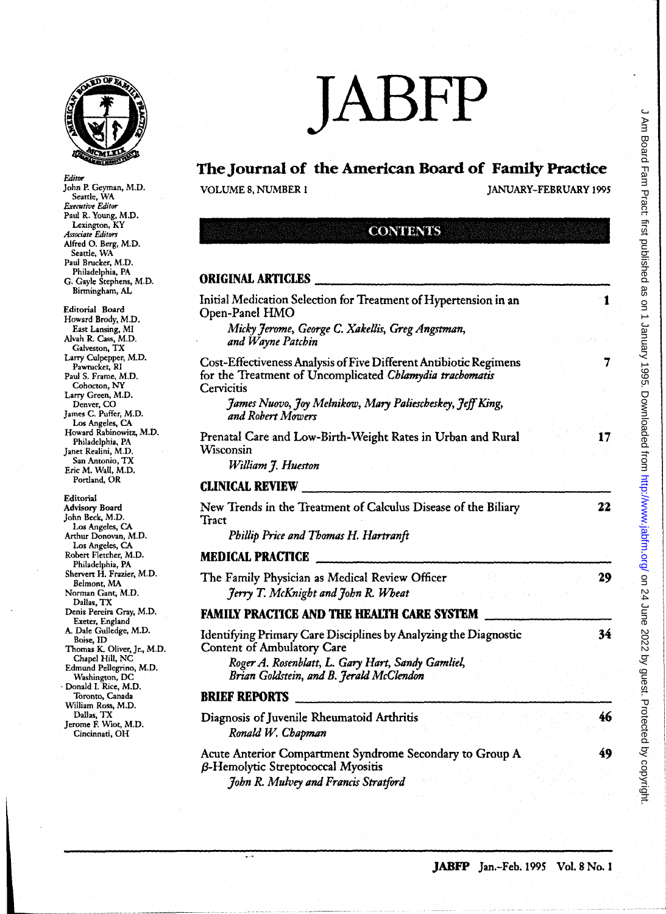# JABFP

## The Journal of the American Board of Family Practice

VOLUME 8, NUMBER 1 — JANUARY-FEBRUARY 1995

*Editor*
John P. Geyman, M.D.
Seattle, WA

*Executive Editor*
Paul R. Young, M.D.
Lexington, KY

*Associate Editors*
Alfred O. Berg, M.D.
Seattle, WA
Paul Brucker, M.D.
Philadelphia, PA
G. Gayle Stephens, M.D.
Birmingham, AL

Editorial Board
Howard Brody, M.D.
East Lansing, MI
Alvah R. Cass, M.D.
Galveston, TX
Larry Culpepper, M.D.
Pawtucket, RI
Paul S. Frame, M.D.
Cohocton, NY
Larry Green, M.D.
Denver, CO
James C. Puffer, M.D.
Los Angeles, CA
Howard Rabinowitz, M.D.
Philadelphia, PA
Janet Realini, M.D.
San Antonio, TX
Eric M. Wall, M.D.
Portland, OR

Editorial Advisory Board
John Beck, M.D.
Los Angeles, CA
Arthur Donovan, M.D.
Los Angeles, CA
Robert Fletcher, M.D.
Philadelphia, PA
Shervert H. Frazier, M.D.
Belmont, MA
Norman Gant, M.D.
Dallas, TX
Denis Pereira Gray, M.D.
Exeter, England
A. Dale Gulledge, M.D.
Boise, ID
Thomas K. Oliver, Jr., M.D.
Chapel Hill, NC
Edmund Pellegrino, M.D.
Washington, DC
Donald I. Rice, M.D.
Toronto, Canada
William Ross, M.D.
Dallas, TX
Jerome F. Wiot, M.D.
Cincinnati, OH

## CONTENTS

### ORIGINAL ARTICLES

Initial Medication Selection for Treatment of Hypertension in an Open-Panel HMO — 1
*Micky Jerome, George C. Xakellis, Greg Angstman, and Wayne Patchin*

Cost-Effectiveness Analysis of Five Different Antibiotic Regimens for the Treatment of Uncomplicated *Chlamydia trachomatis* Cervicitis — 7
*James Nuovo, Joy Melnikow, Mary Paliescheskey, Jeff King, and Robert Mowers*

Prenatal Care and Low-Birth-Weight Rates in Urban and Rural Wisconsin — 17
*William J. Hueston*

### CLINICAL REVIEW

New Trends in the Treatment of Calculus Disease of the Biliary Tract — 22
*Phillip Price and Thomas H. Hartranft*

### MEDICAL PRACTICE

The Family Physician as Medical Review Officer — 29
*Jerry T. McKnight and John R. Wheat*

### FAMILY PRACTICE AND THE HEALTH CARE SYSTEM

Identifying Primary Care Disciplines by Analyzing the Diagnostic Content of Ambulatory Care — 34
*Roger A. Rosenblatt, L. Gary Hart, Sandy Gamliel, Brian Goldstein, and B. Jerald McClendon*

### BRIEF REPORTS

Diagnosis of Juvenile Rheumatoid Arthritis — 46
*Ronald W. Chapman*

Acute Anterior Compartment Syndrome Secondary to Group A $\beta$-Hemolytic Streptococcal Myositis — 49
*John R. Mulvey and Francis Stratford*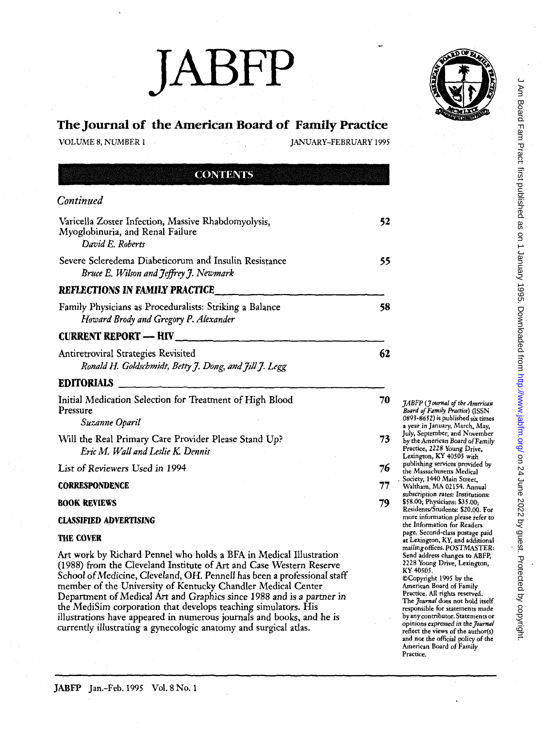# JABFP

## The Journal of the American Board of Family Practice

VOLUME 8, NUMBER 1 JANUARY–FEBRUARY 1995

## CONTENTS

*Continued*

Varicella Zoster Infection, Massive Rhabdomyolysis, Myoglobinuria, and Renal Failure — 52
*David E. Roberts*

Severe Scleredema Diabeticorum and Insulin Resistance — 55
*Bruce E. Wilson and Jeffrey J. Newmark*

### REFLECTIONS IN FAMILY PRACTICE

Family Physicians as Proceduralists: Striking a Balance — 58
*Howard Brody and Gregory P. Alexander*

### CURRENT REPORT — HIV

Antiretroviral Strategies Revisited — 62
*Ronald H. Goldschmidt, Betty J. Dong, and Jill J. Legg*

### EDITORIALS

Initial Medication Selection for Treatment of High Blood Pressure — 70
*Suzanne Oparil*

Will the Real Primary Care Provider Please Stand Up? — 73
*Eric M. Wall and Leslie K. Dennis*

List of Reviewers Used in 1994 — 76

### CORRESPONDENCE — 77

### BOOK REVIEWS — 79

### CLASSIFIED ADVERTISING

### THE COVER

Art work by Richard Pennel who holds a BFA in Medical Illustration (1988) from the Cleveland Institute of Art and Case Western Reserve School of Medicine, Cleveland, OH. Pennell has been a professional staff member of the University of Kentucky Chandler Medical Center Department of Medical Art and Graphics since 1988 and is a partner in the MediSim corporation that develops teaching simulators. His illustrations have appeared in numerous journals and books, and he is currently illustrating a gynecologic anatomy and surgical atlas.

*JABFP (Journal of the American Board of Family Practice)* (ISSN 0893-8652) is published six times a year in January, March, May, July, September, and November by the American Board of Family Practice, 2228 Young Drive, Lexington, KY 40505 with publishing services provided by the Massachusetts Medical Society, 1440 Main Street, Waltham, MA 02154. Annual *subscription rates:* Institutions: $58.00; Physicians: $35.00; Residents/Students: $20.00. For more information please refer to the Information for Readers page. Second-class postage paid at Lexington, KY, and additional mailing offices. POSTMASTER: Send address changes to ABFP, 2228 Young Drive, Lexington, KY 40505.

©Copyright 1995 by the American Board of Family Practice. All rights reserved. The *Journal* does not hold itself responsible for statements made by any contributor. Statements or opinions expressed in the *Journal* reflect the views of the author(s) and not the official policy of the American Board of Family Practice.